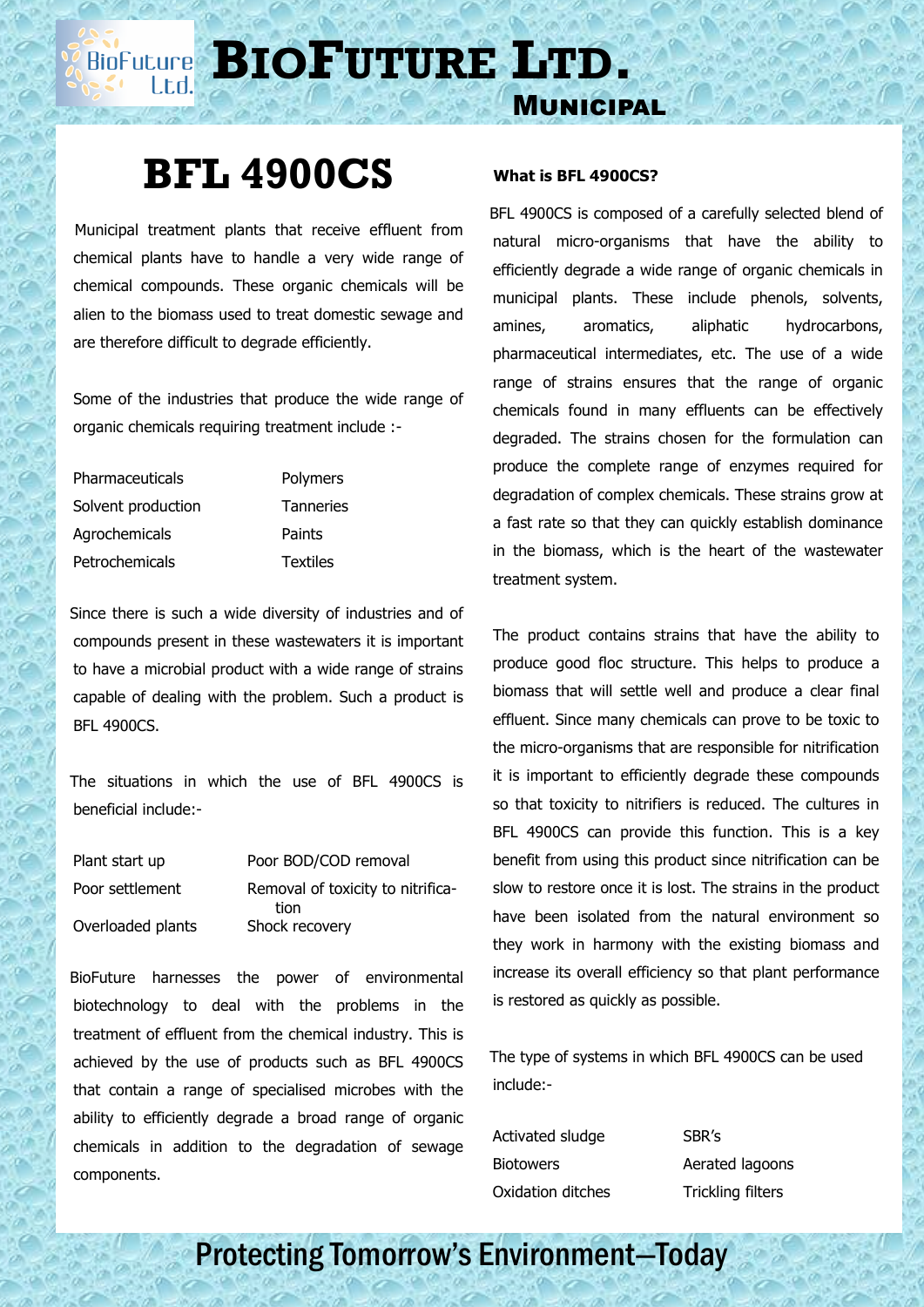# BIOFUTURE LTD.

## MUNICIPAL

# BFL 4900CS

Municipal treatment plants that receive effluent from chemical plants have to handle a very wide range of chemical compounds. These organic chemicals will be alien to the biomass used to treat domestic sewage and are therefore difficult to degrade efficiently.

Some of the industries that produce the wide range of organic chemicals requiring treatment include :-

| | |
|---|---|
| Pharmaceuticals | Polymers |
| Solvent production | Tanneries |
| Agrochemicals | Paints |
| Petrochemicals | Textiles |

Since there is such a wide diversity of industries and of compounds present in these wastewaters it is important to have a microbial product with a wide range of strains capable of dealing with the problem. Such a product is BFL 4900CS.

The situations in which the use of BFL 4900CS is beneficial include:-

| | |
|---|---|
| Plant start up | Poor BOD/COD removal |
| Poor settlement | Removal of toxicity to nitrification |
| Overloaded plants | Shock recovery |

BioFuture harnesses the power of environmental biotechnology to deal with the problems in the treatment of effluent from the chemical industry. This is achieved by the use of products such as BFL 4900CS that contain a range of specialised microbes with the ability to efficiently degrade a broad range of organic chemicals in addition to the degradation of sewage components.

**What is BFL 4900CS?**

BFL 4900CS is composed of a carefully selected blend of natural micro-organisms that have the ability to efficiently degrade a wide range of organic chemicals in municipal plants. These include phenols, solvents, amines, aromatics, aliphatic hydrocarbons, pharmaceutical intermediates, etc. The use of a wide range of strains ensures that the range of organic chemicals found in many effluents can be effectively degraded. The strains chosen for the formulation can produce the complete range of enzymes required for degradation of complex chemicals. These strains grow at a fast rate so that they can quickly establish dominance in the biomass, which is the heart of the wastewater treatment system.

The product contains strains that have the ability to produce good floc structure. This helps to produce a biomass that will settle well and produce a clear final effluent. Since many chemicals can prove to be toxic to the micro-organisms that are responsible for nitrification it is important to efficiently degrade these compounds so that toxicity to nitrifiers is reduced. The cultures in BFL 4900CS can provide this function. This is a key benefit from using this product since nitrification can be slow to restore once it is lost. The strains in the product have been isolated from the natural environment so they work in harmony with the existing biomass and increase its overall efficiency so that plant performance is restored as quickly as possible.

The type of systems in which BFL 4900CS can be used include:-

| | |
|---|---|
| Activated sludge | SBR's |
| Biotowers | Aerated lagoons |
| Oxidation ditches | Trickling filters |

Protecting Tomorrow's Environment—Today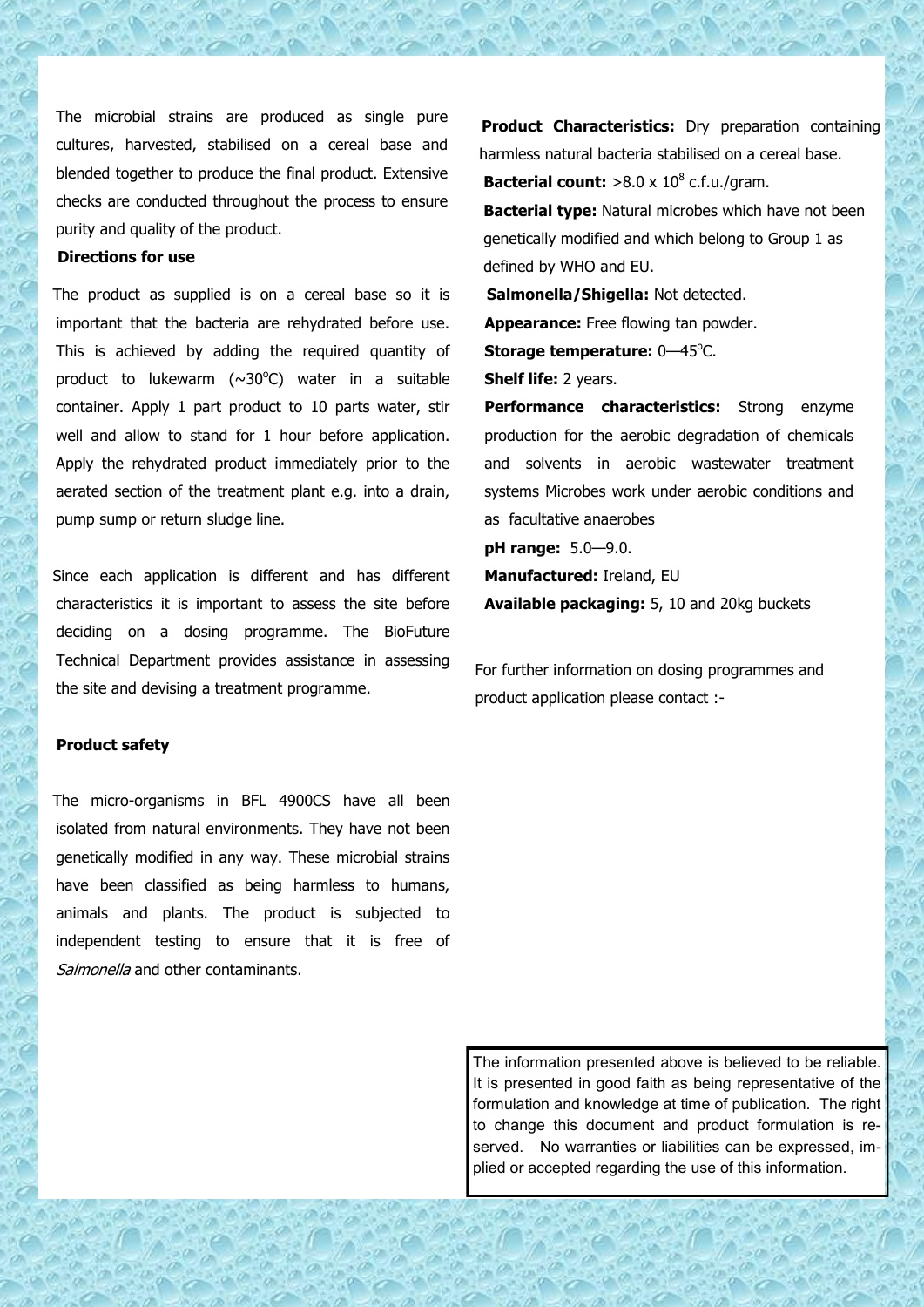The microbial strains are produced as single pure cultures, harvested, stabilised on a cereal base and blended together to produce the final product. Extensive checks are conducted throughout the process to ensure purity and quality of the product.

**Directions for use**

The product as supplied is on a cereal base so it is important that the bacteria are rehydrated before use. This is achieved by adding the required quantity of product to lukewarm (~30°C) water in a suitable container. Apply 1 part product to 10 parts water, stir well and allow to stand for 1 hour before application. Apply the rehydrated product immediately prior to the aerated section of the treatment plant e.g. into a drain, pump sump or return sludge line.

Since each application is different and has different characteristics it is important to assess the site before deciding on a dosing programme. The BioFuture Technical Department provides assistance in assessing the site and devising a treatment programme.

**Product safety**

The micro-organisms in BFL 4900CS have all been isolated from natural environments. They have not been genetically modified in any way. These microbial strains have been classified as being harmless to humans, animals and plants. The product is subjected to independent testing to ensure that it is free of *Salmonella* and other contaminants.

**Product Characteristics:** Dry preparation containing harmless natural bacteria stabilised on a cereal base.

**Bacterial count:** $>8.0 \times 10^8$ c.f.u./gram.

**Bacterial type:** Natural microbes which have not been genetically modified and which belong to Group 1 as defined by WHO and EU.

**Salmonella/Shigella:** Not detected.

**Appearance:** Free flowing tan powder.

**Storage temperature:** 0—45°C.

**Shelf life:** 2 years.

**Performance characteristics:** Strong enzyme production for the aerobic degradation of chemicals and solvents in aerobic wastewater treatment systems Microbes work under aerobic conditions and as facultative anaerobes

**pH range:** 5.0—9.0.

**Manufactured:** Ireland, EU

**Available packaging:** 5, 10 and 20kg buckets

For further information on dosing programmes and product application please contact :-

The information presented above is believed to be reliable. It is presented in good faith as being representative of the formulation and knowledge at time of publication. The right to change this document and product formulation is reserved. No warranties or liabilities can be expressed, implied or accepted regarding the use of this information.